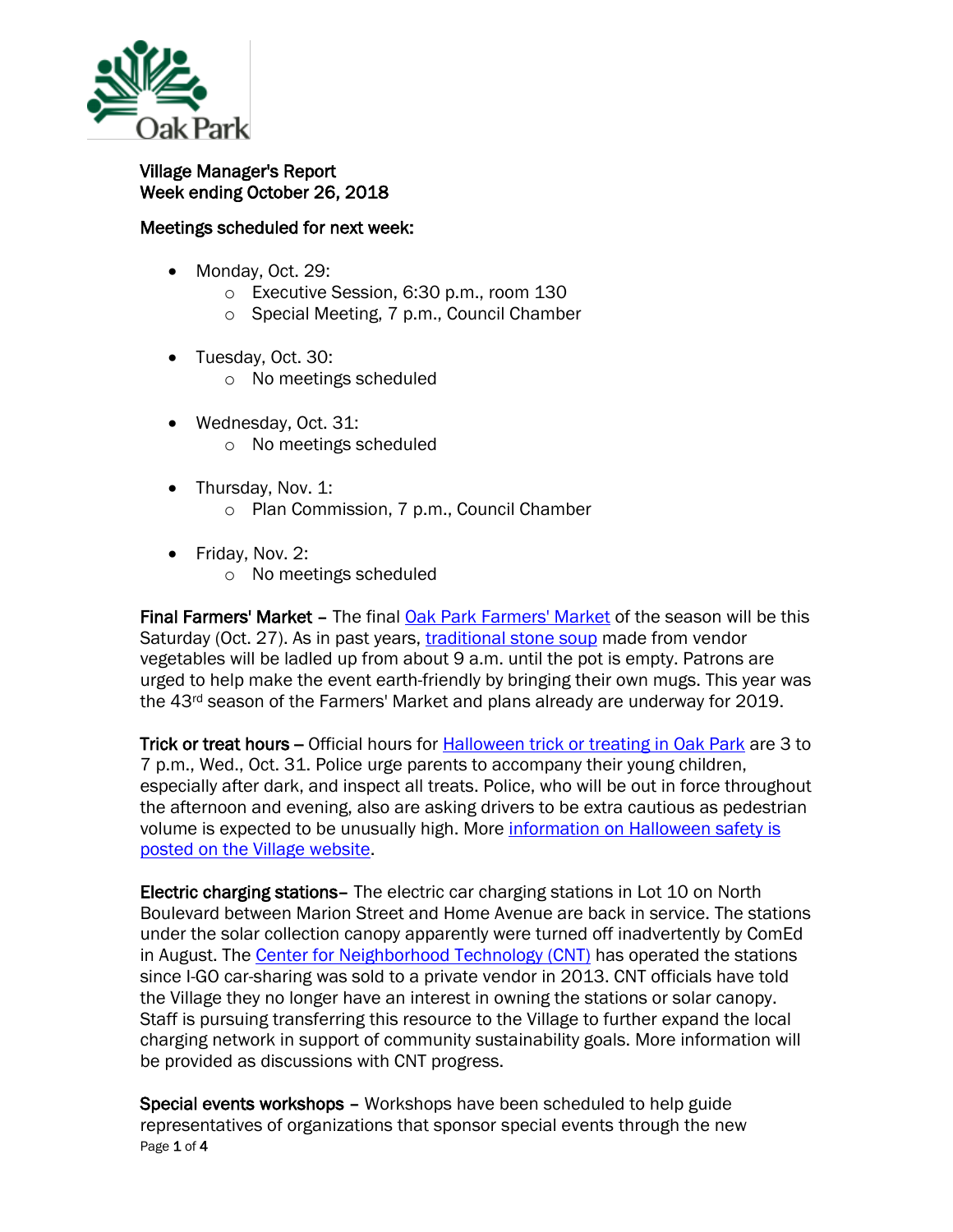Village Manager's Report
Week ending October 26, 2018

Meetings scheduled for next week:

- Monday, Oct. 29:
    - Executive Session, 6:30 p.m., room 130
    - Special Meeting, 7 p.m., Council Chamber
- Tuesday, Oct. 30:
    - No meetings scheduled
- Wednesday, Oct. 31:
    - No meetings scheduled
- Thursday, Nov. 1:
    - Plan Commission, 7 p.m., Council Chamber
- Friday, Nov. 2:
    - No meetings scheduled

**Final Farmers' Market** – The final Oak Park Farmers' Market of the season will be this Saturday (Oct. 27). As in past years, traditional stone soup made from vendor vegetables will be ladled up from about 9 a.m. until the pot is empty. Patrons are urged to help make the event earth-friendly by bringing their own mugs. This year was the 43rd season of the Farmers' Market and plans already are underway for 2019.

**Trick or treat hours** – Official hours for Halloween trick or treating in Oak Park are 3 to 7 p.m., Wed., Oct. 31. Police urge parents to accompany their young children, especially after dark, and inspect all treats. Police, who will be out in force throughout the afternoon and evening, also are asking drivers to be extra cautious as pedestrian volume is expected to be unusually high. More information on Halloween safety is posted on the Village website.

**Electric charging stations**– The electric car charging stations in Lot 10 on North Boulevard between Marion Street and Home Avenue are back in service. The stations under the solar collection canopy apparently were turned off inadvertently by ComEd in August. The Center for Neighborhood Technology (CNT) has operated the stations since I-GO car-sharing was sold to a private vendor in 2013. CNT officials have told the Village they no longer have an interest in owning the stations or solar canopy. Staff is pursuing transferring this resource to the Village to further expand the local charging network in support of community sustainability goals. More information will be provided as discussions with CNT progress.

**Special events workshops** – Workshops have been scheduled to help guide representatives of organizations that sponsor special events through the new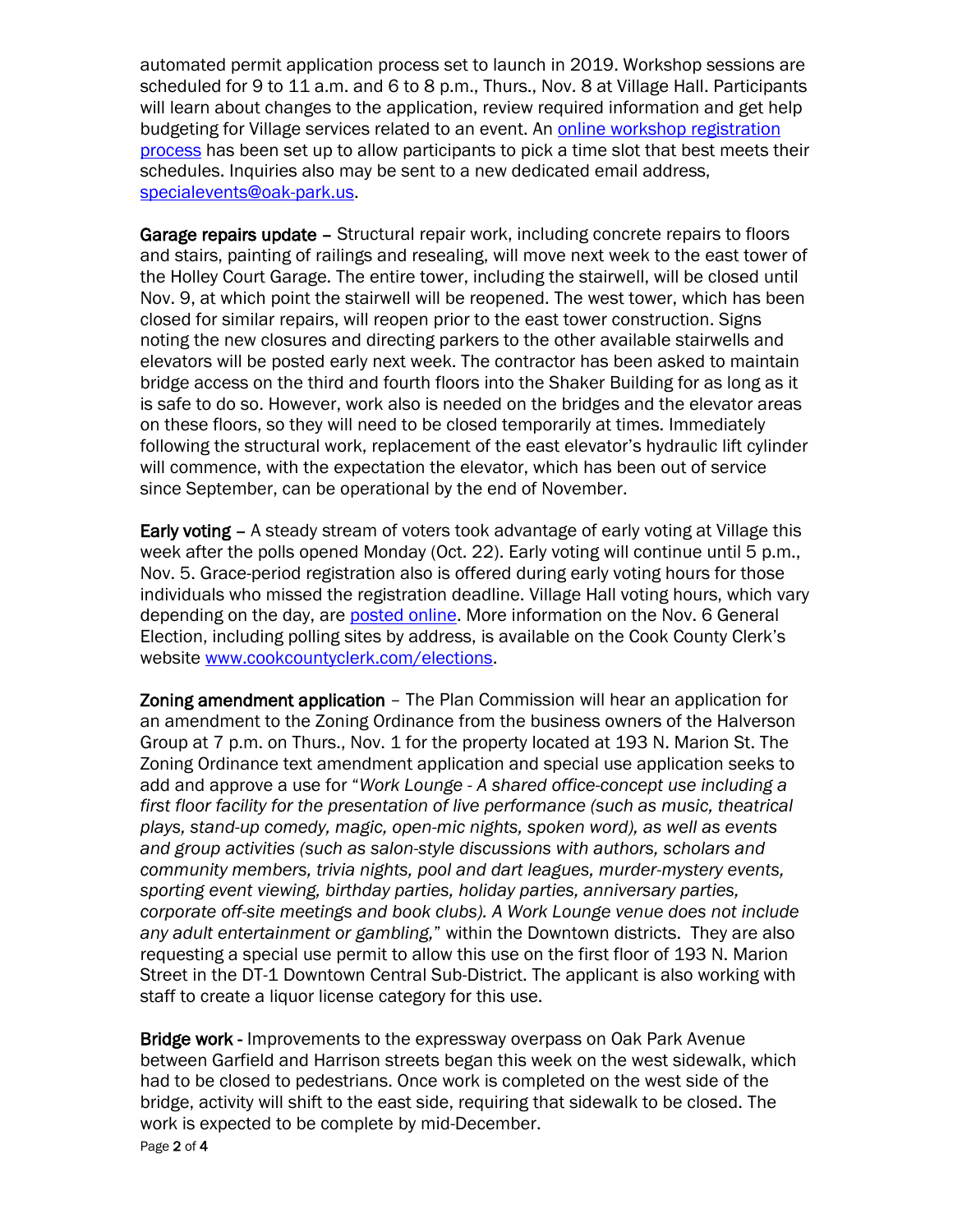automated permit application process set to launch in 2019. Workshop sessions are scheduled for 9 to 11 a.m. and 6 to 8 p.m., Thurs., Nov. 8 at Village Hall. Participants will learn about changes to the application, review required information and get help budgeting for Village services related to an event. An online workshop registration process has been set up to allow participants to pick a time slot that best meets their schedules. Inquiries also may be sent to a new dedicated email address, specialevents@oak-park.us.

**Garage repairs update** – Structural repair work, including concrete repairs to floors and stairs, painting of railings and resealing, will move next week to the east tower of the Holley Court Garage. The entire tower, including the stairwell, will be closed until Nov. 9, at which point the stairwell will be reopened. The west tower, which has been closed for similar repairs, will reopen prior to the east tower construction. Signs noting the new closures and directing parkers to the other available stairwells and elevators will be posted early next week. The contractor has been asked to maintain bridge access on the third and fourth floors into the Shaker Building for as long as it is safe to do so. However, work also is needed on the bridges and the elevator areas on these floors, so they will need to be closed temporarily at times. Immediately following the structural work, replacement of the east elevator's hydraulic lift cylinder will commence, with the expectation the elevator, which has been out of service since September, can be operational by the end of November.

**Early voting** – A steady stream of voters took advantage of early voting at Village this week after the polls opened Monday (Oct. 22). Early voting will continue until 5 p.m., Nov. 5. Grace-period registration also is offered during early voting hours for those individuals who missed the registration deadline. Village Hall voting hours, which vary depending on the day, are posted online. More information on the Nov. 6 General Election, including polling sites by address, is available on the Cook County Clerk's website www.cookcountyclerk.com/elections.

**Zoning amendment application** – The Plan Commission will hear an application for an amendment to the Zoning Ordinance from the business owners of the Halverson Group at 7 p.m. on Thurs., Nov. 1 for the property located at 193 N. Marion St. The Zoning Ordinance text amendment application and special use application seeks to add and approve a use for "*Work Lounge - A shared office-concept use including a first floor facility for the presentation of live performance (such as music, theatrical plays, stand-up comedy, magic, open-mic nights, spoken word), as well as events and group activities (such as salon-style discussions with authors, scholars and community members, trivia nights, pool and dart leagues, murder-mystery events, sporting event viewing, birthday parties, holiday parties, anniversary parties, corporate off-site meetings and book clubs). A Work Lounge venue does not include any adult entertainment or gambling,*" within the Downtown districts. They are also requesting a special use permit to allow this use on the first floor of 193 N. Marion Street in the DT-1 Downtown Central Sub-District. The applicant is also working with staff to create a liquor license category for this use.

**Bridge work** - Improvements to the expressway overpass on Oak Park Avenue between Garfield and Harrison streets began this week on the west sidewalk, which had to be closed to pedestrians. Once work is completed on the west side of the bridge, activity will shift to the east side, requiring that sidewalk to be closed. The work is expected to be complete by mid-December.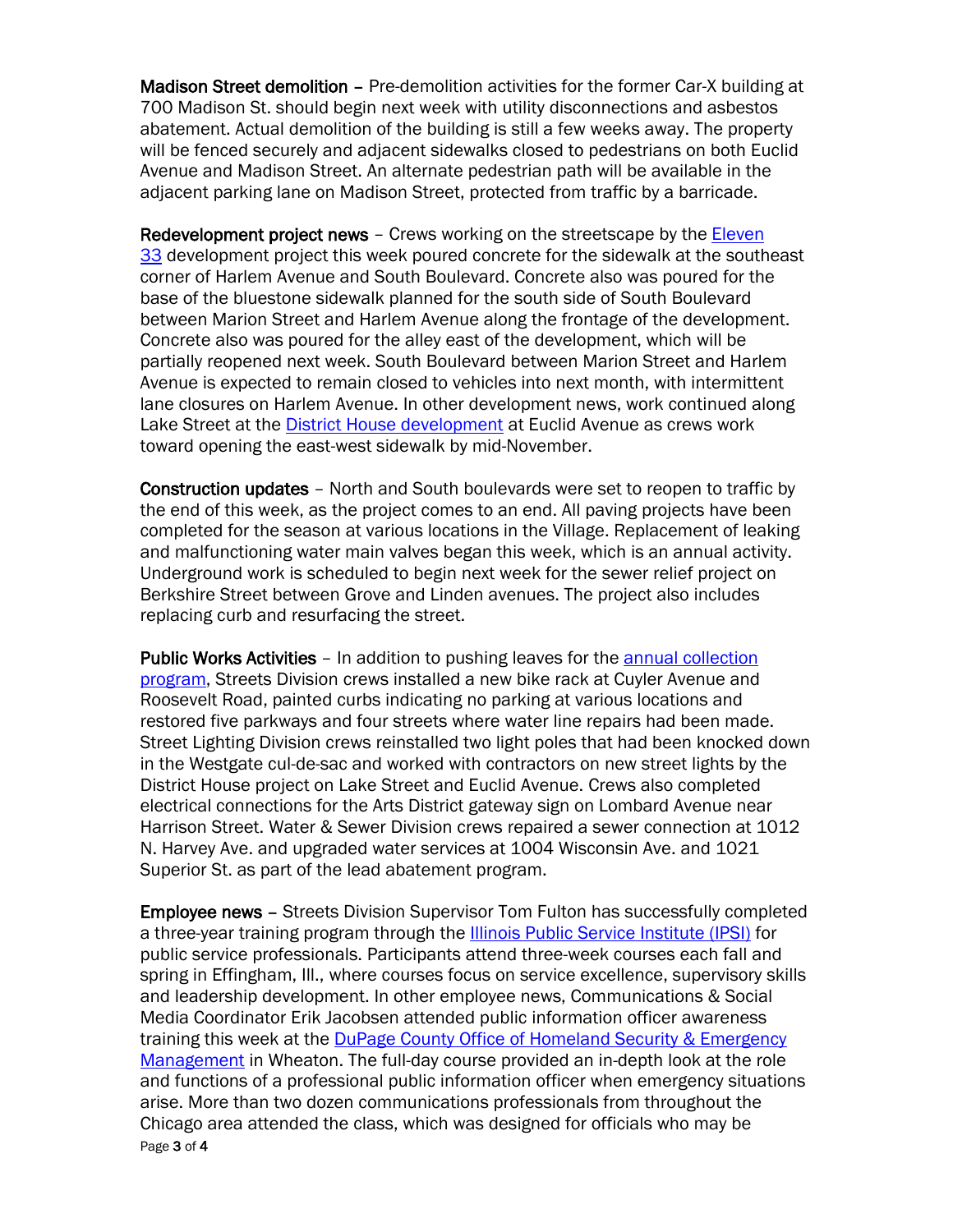**Madison Street demolition** – Pre-demolition activities for the former Car-X building at 700 Madison St. should begin next week with utility disconnections and asbestos abatement. Actual demolition of the building is still a few weeks away. The property will be fenced securely and adjacent sidewalks closed to pedestrians on both Euclid Avenue and Madison Street. An alternate pedestrian path will be available in the adjacent parking lane on Madison Street, protected from traffic by a barricade.

**Redevelopment project news** – Crews working on the streetscape by the Eleven 33 development project this week poured concrete for the sidewalk at the southeast corner of Harlem Avenue and South Boulevard. Concrete also was poured for the base of the bluestone sidewalk planned for the south side of South Boulevard between Marion Street and Harlem Avenue along the frontage of the development. Concrete also was poured for the alley east of the development, which will be partially reopened next week. South Boulevard between Marion Street and Harlem Avenue is expected to remain closed to vehicles into next month, with intermittent lane closures on Harlem Avenue. In other development news, work continued along Lake Street at the District House development at Euclid Avenue as crews work toward opening the east-west sidewalk by mid-November.

**Construction updates** – North and South boulevards were set to reopen to traffic by the end of this week, as the project comes to an end. All paving projects have been completed for the season at various locations in the Village. Replacement of leaking and malfunctioning water main valves began this week, which is an annual activity. Underground work is scheduled to begin next week for the sewer relief project on Berkshire Street between Grove and Linden avenues. The project also includes replacing curb and resurfacing the street.

**Public Works Activities** – In addition to pushing leaves for the annual collection program, Streets Division crews installed a new bike rack at Cuyler Avenue and Roosevelt Road, painted curbs indicating no parking at various locations and restored five parkways and four streets where water line repairs had been made. Street Lighting Division crews reinstalled two light poles that had been knocked down in the Westgate cul-de-sac and worked with contractors on new street lights by the District House project on Lake Street and Euclid Avenue. Crews also completed electrical connections for the Arts District gateway sign on Lombard Avenue near Harrison Street. Water & Sewer Division crews repaired a sewer connection at 1012 N. Harvey Ave. and upgraded water services at 1004 Wisconsin Ave. and 1021 Superior St. as part of the lead abatement program.

**Employee news** – Streets Division Supervisor Tom Fulton has successfully completed a three-year training program through the Illinois Public Service Institute (IPSI) for public service professionals. Participants attend three-week courses each fall and spring in Effingham, Ill., where courses focus on service excellence, supervisory skills and leadership development. In other employee news, Communications & Social Media Coordinator Erik Jacobsen attended public information officer awareness training this week at the DuPage County Office of Homeland Security & Emergency Management in Wheaton. The full-day course provided an in-depth look at the role and functions of a professional public information officer when emergency situations arise. More than two dozen communications professionals from throughout the Chicago area attended the class, which was designed for officials who may be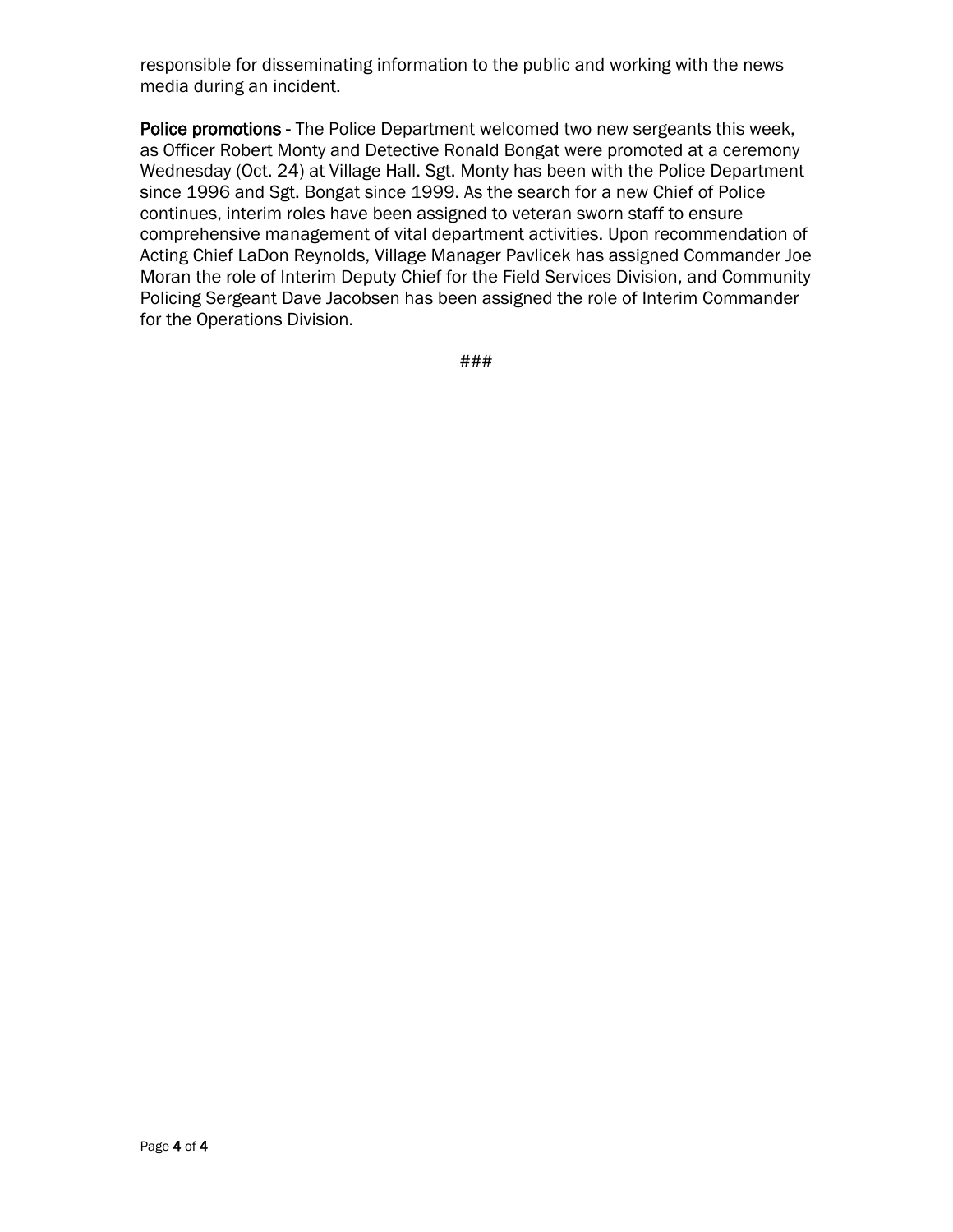responsible for disseminating information to the public and working with the news media during an incident.

**Police promotions** - The Police Department welcomed two new sergeants this week, as Officer Robert Monty and Detective Ronald Bongat were promoted at a ceremony Wednesday (Oct. 24) at Village Hall. Sgt. Monty has been with the Police Department since 1996 and Sgt. Bongat since 1999. As the search for a new Chief of Police continues, interim roles have been assigned to veteran sworn staff to ensure comprehensive management of vital department activities. Upon recommendation of Acting Chief LaDon Reynolds, Village Manager Pavlicek has assigned Commander Joe Moran the role of Interim Deputy Chief for the Field Services Division, and Community Policing Sergeant Dave Jacobsen has been assigned the role of Interim Commander for the Operations Division.

###